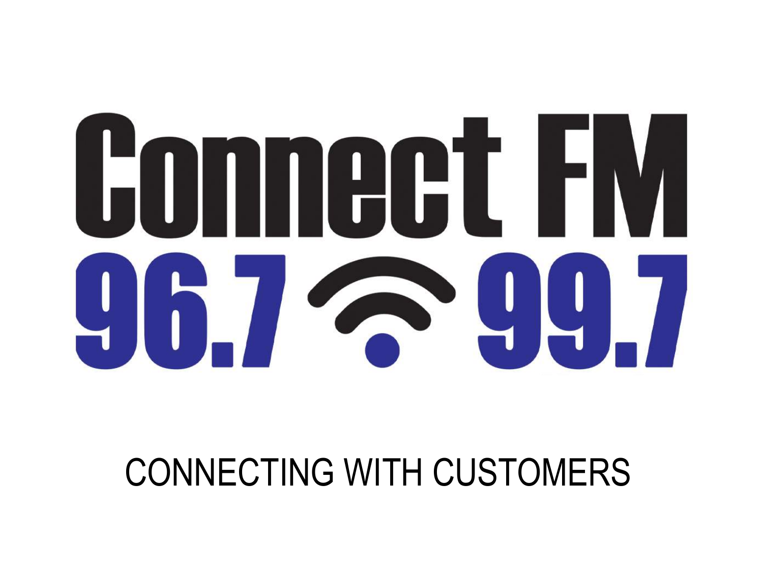# Connect FM

## 96.7 99.7

CONNECTING WITH CUSTOMERS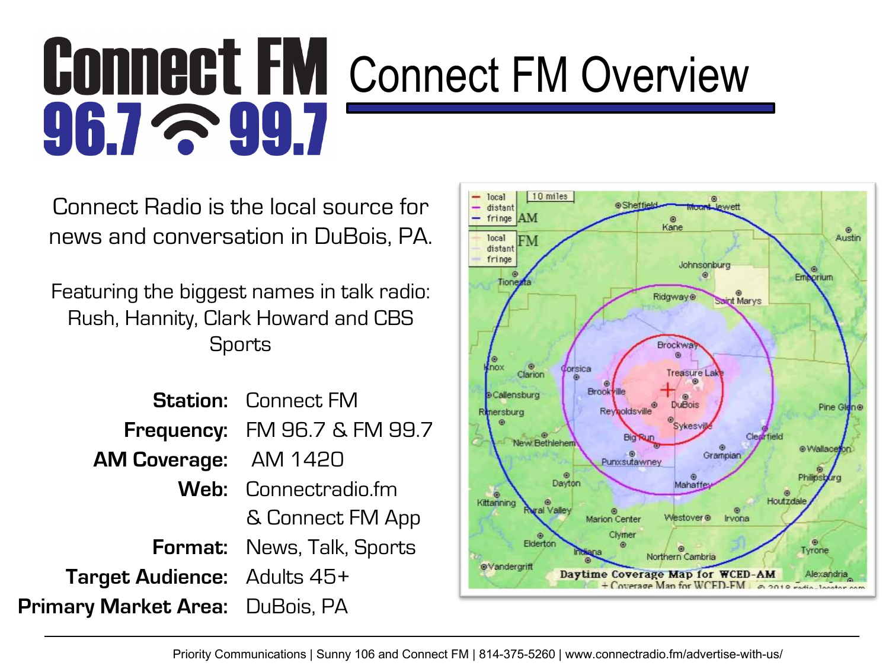# Connect FM Overview

Connect Radio is the local source for news and conversation in DuBois, PA.

Featuring the biggest names in talk radio: Rush, Hannity, Clark Howard and CBS Sports

| | |
|---|---|
| **Station:** | Connect FM |
| **Frequency:** | FM 96.7 & FM 99.7 |
| **AM Coverage:** | AM 1420 |
| **Web:** | Connectradio.fm & Connect FM App |
| **Format:** | News, Talk, Sports |
| **Target Audience:** | Adults 45+ |
| **Primary Market Area:** | DuBois, PA |

Priority Communications | Sunny 106 and Connect FM | 814-375-5260 | www.connectradio.fm/advertise-with-us/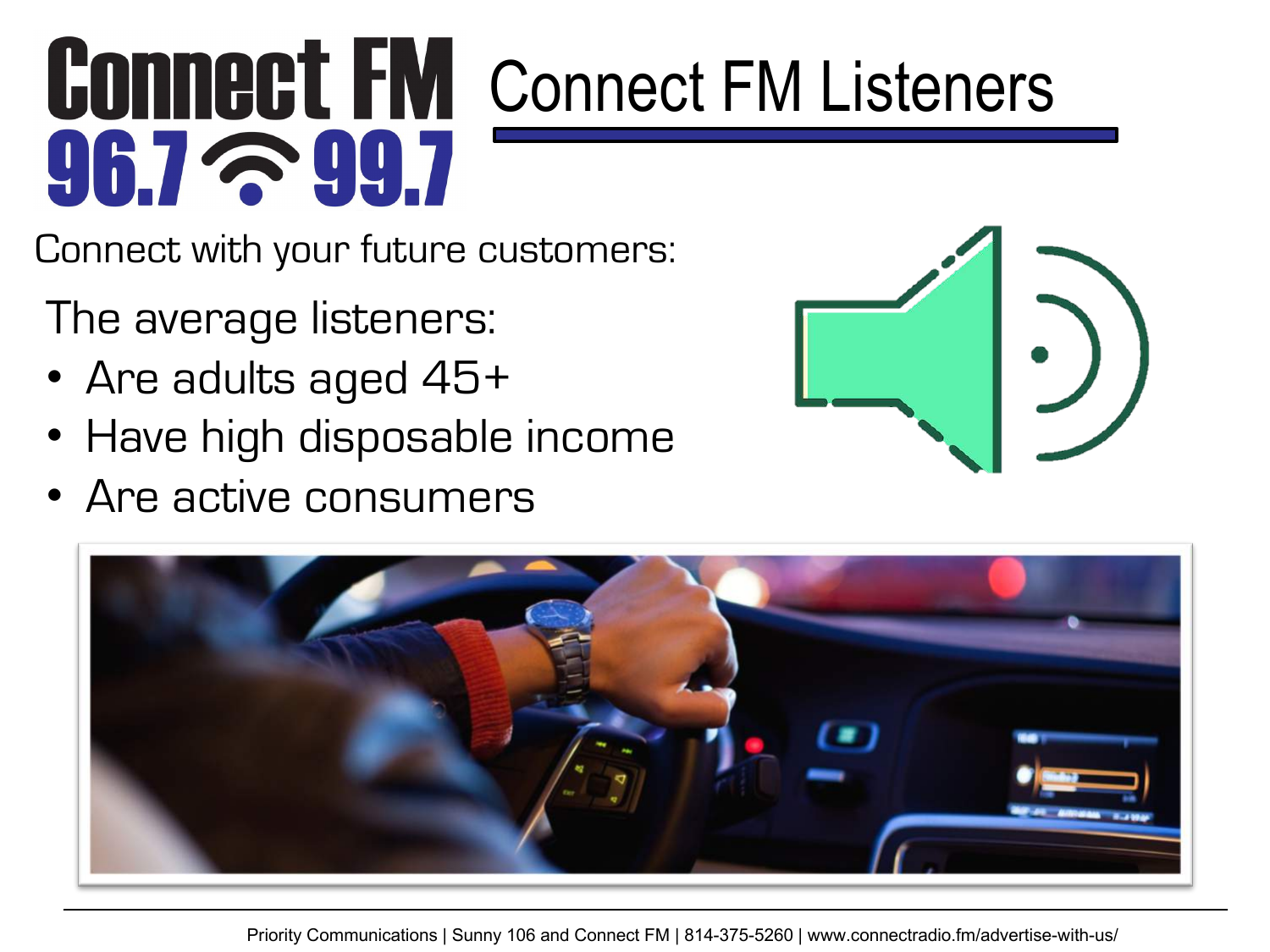# Connect FM Listeners

Connect with your future customers:

The average listeners:

- Are adults aged 45+
- Have high disposable income
- Are active consumers

Priority Communications | Sunny 106 and Connect FM | 814-375-5260 | www.connectradio.fm/advertise-with-us/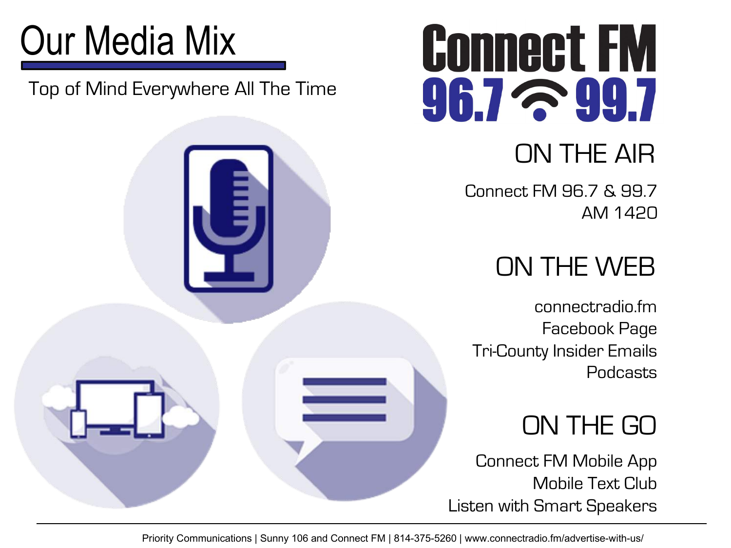# Our Media Mix

Top of Mind Everywhere All The Time

**Connect FM**
**96.7 99.7**

## ON THE AIR

Connect FM 96.7 & 99.7
AM 1420

## ON THE WEB

connectradio.fm
Facebook Page
Tri-County Insider Emails
Podcasts

## ON THE GO

Connect FM Mobile App
Mobile Text Club
Listen with Smart Speakers

Priority Communications | Sunny 106 and Connect FM | 814-375-5260 | www.connectradio.fm/advertise-with-us/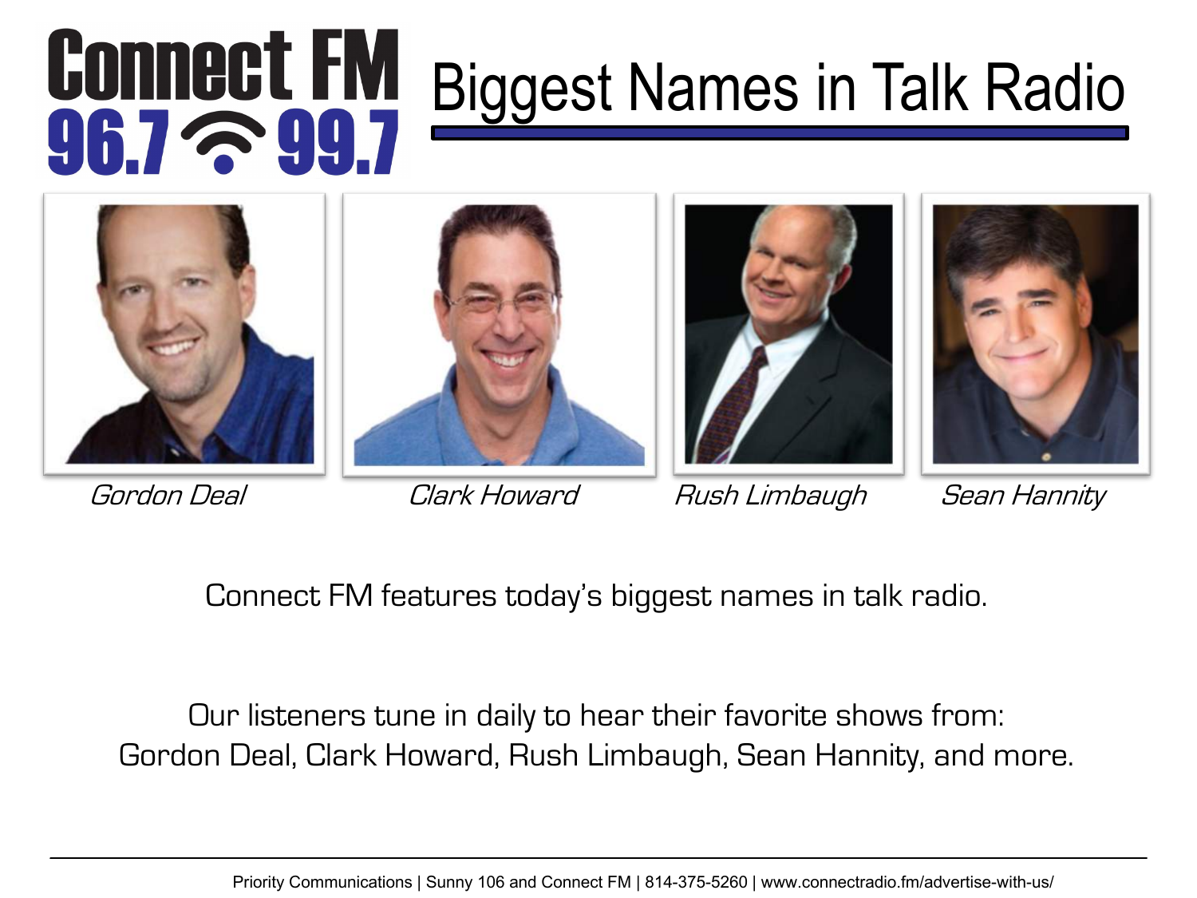# Connect FM 96.7 99.7

# Biggest Names in Talk Radio

*Gordon Deal* *Clark Howard* *Rush Limbaugh* *Sean Hannity*

Connect FM features today's biggest names in talk radio.

Our listeners tune in daily to hear their favorite shows from:
Gordon Deal, Clark Howard, Rush Limbaugh, Sean Hannity, and more.

---

Priority Communications | Sunny 106 and Connect FM | 814-375-5260 | www.connectradio.fm/advertise-with-us/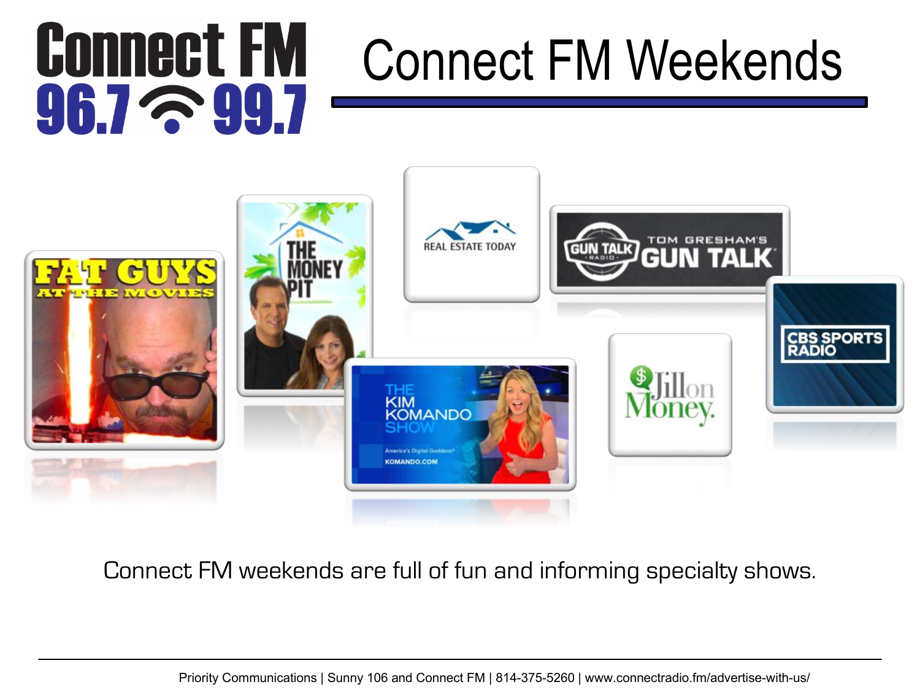# Connect FM Weekends

Connect FM weekends are full of fun and informing specialty shows.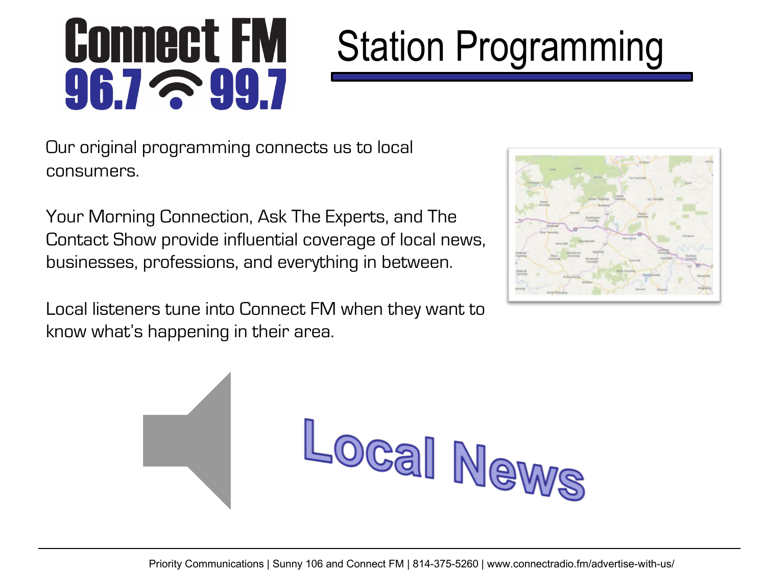# Connect FM 96.7 99.7

# Station Programming

Our original programming connects us to local consumers.

Your Morning Connection, Ask The Experts, and The Contact Show provide influential coverage of local news, businesses, professions, and everything in between.

Local listeners tune into Connect FM when they want to know what's happening in their area.

Local News

Priority Communications | Sunny 106 and Connect FM | 814-375-5260 | www.connectradio.fm/advertise-with-us/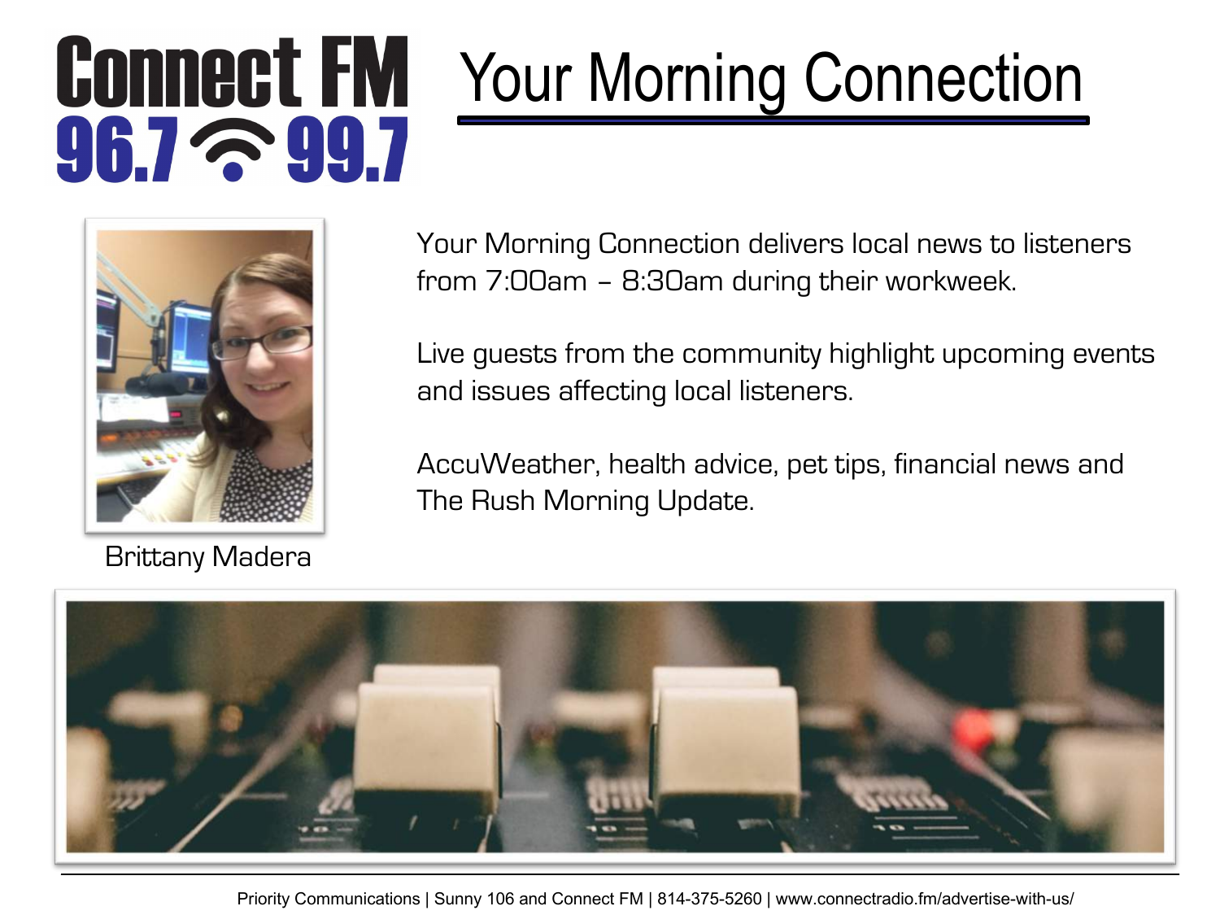**Connect FM**
**96.7 99.7**

# Your Morning Connection

Brittany Madera

Your Morning Connection delivers local news to listeners from 7:00am – 8:30am during their workweek.

Live guests from the community highlight upcoming events and issues affecting local listeners.

AccuWeather, health advice, pet tips, financial news and The Rush Morning Update.

Priority Communications | Sunny 106 and Connect FM | 814-375-5260 | www.connectradio.fm/advertise-with-us/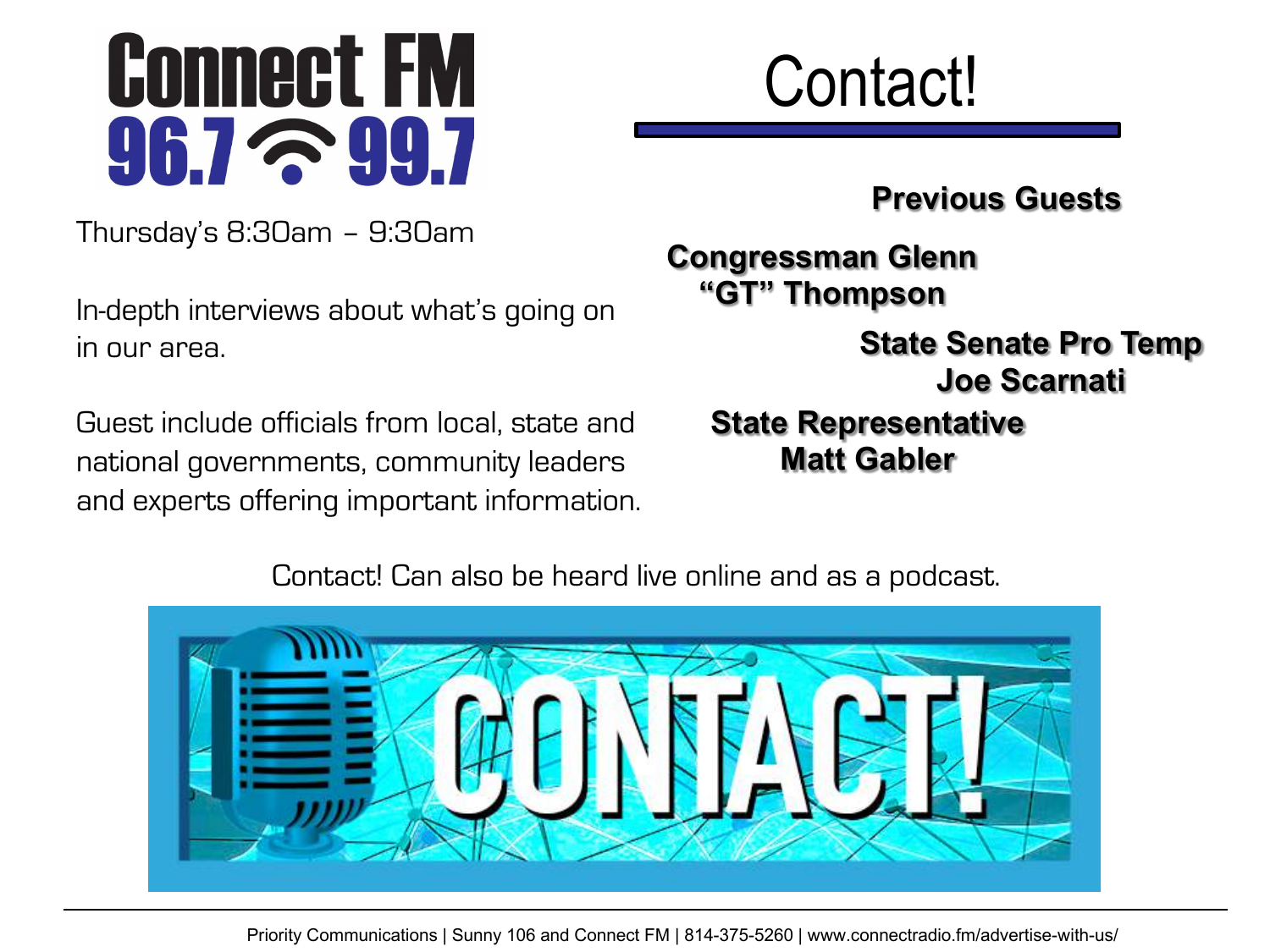# Connect FM 96.7 99.7

# Contact!

Thursday's 8:30am – 9:30am

In-depth interviews about what's going on in our area.

Guest include officials from local, state and national governments, community leaders and experts offering important information.

**Previous Guests**

**Congressman Glenn "GT" Thompson**

**State Senate Pro Temp Joe Scarnati**

**State Representative Matt Gabler**

Contact! Can also be heard live online and as a podcast.

CONTACT!

Priority Communications | Sunny 106 and Connect FM | 814-375-5260 | www.connectradio.fm/advertise-with-us/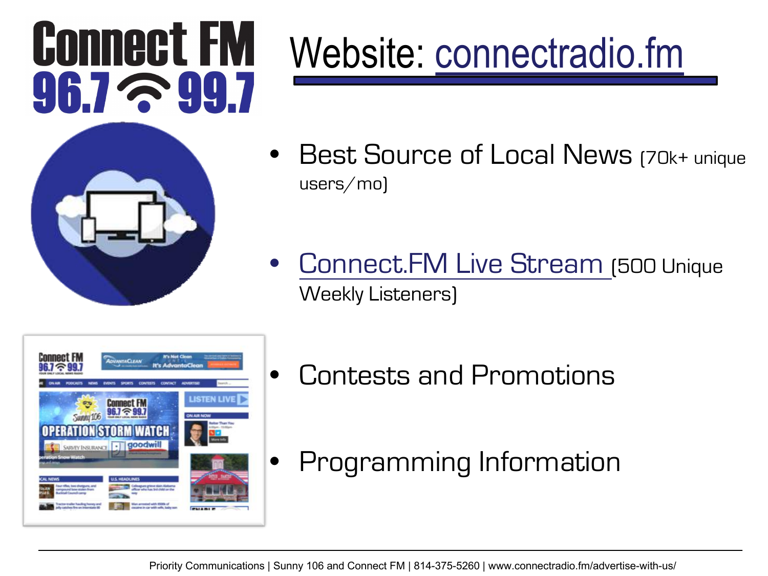# Website: connectradio.fm

- Best Source of Local News (70k+ unique users/mo)
- Connect.FM Live Stream (500 Unique Weekly Listeners)
- Contests and Promotions
- Programming Information

Priority Communications | Sunny 106 and Connect FM | 814-375-5260 | www.connectradio.fm/advertise-with-us/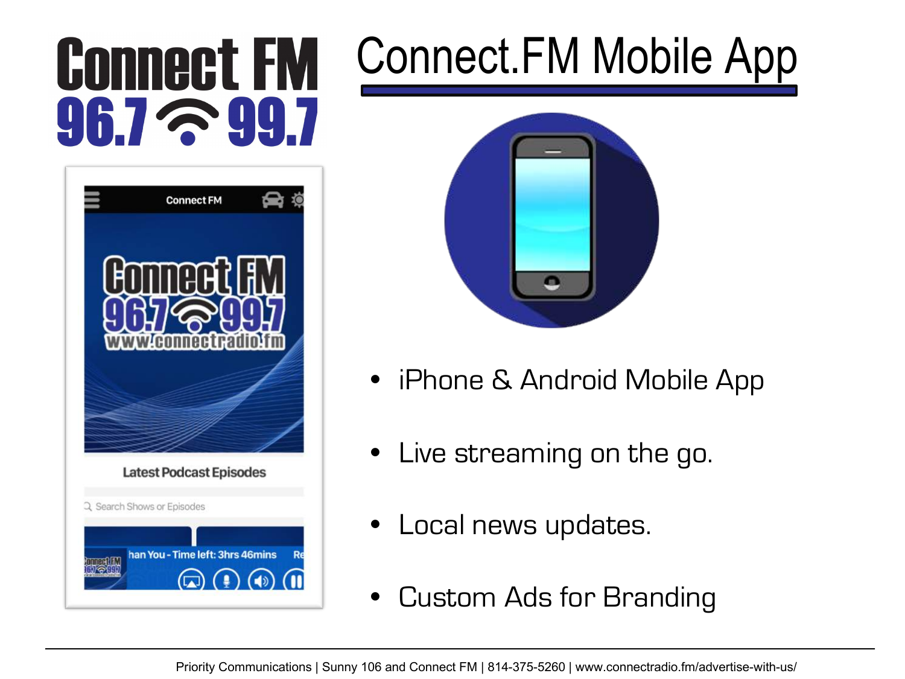# Connect.FM Mobile App

- iPhone & Android Mobile App
- Live streaming on the go.
- Local news updates.
- Custom Ads for Branding

Priority Communications | Sunny 106 and Connect FM | 814-375-5260 | www.connectradio.fm/advertise-with-us/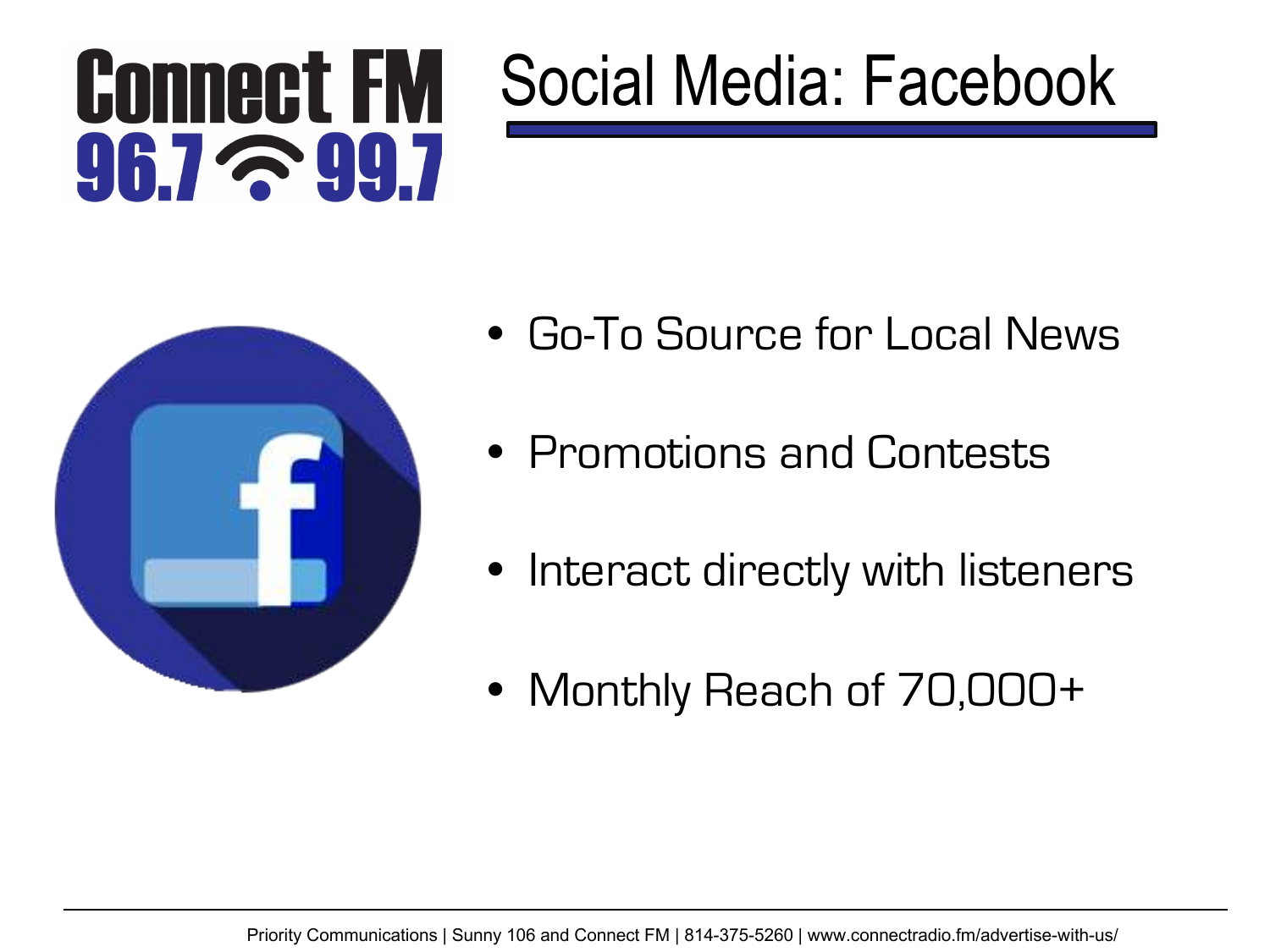Connect FM 96.7 99.7

# Social Media: Facebook

- Go-To Source for Local News
- Promotions and Contests
- Interact directly with listeners
- Monthly Reach of 70,000+

Priority Communications | Sunny 106 and Connect FM | 814-375-5260 | www.connectradio.fm/advertise-with-us/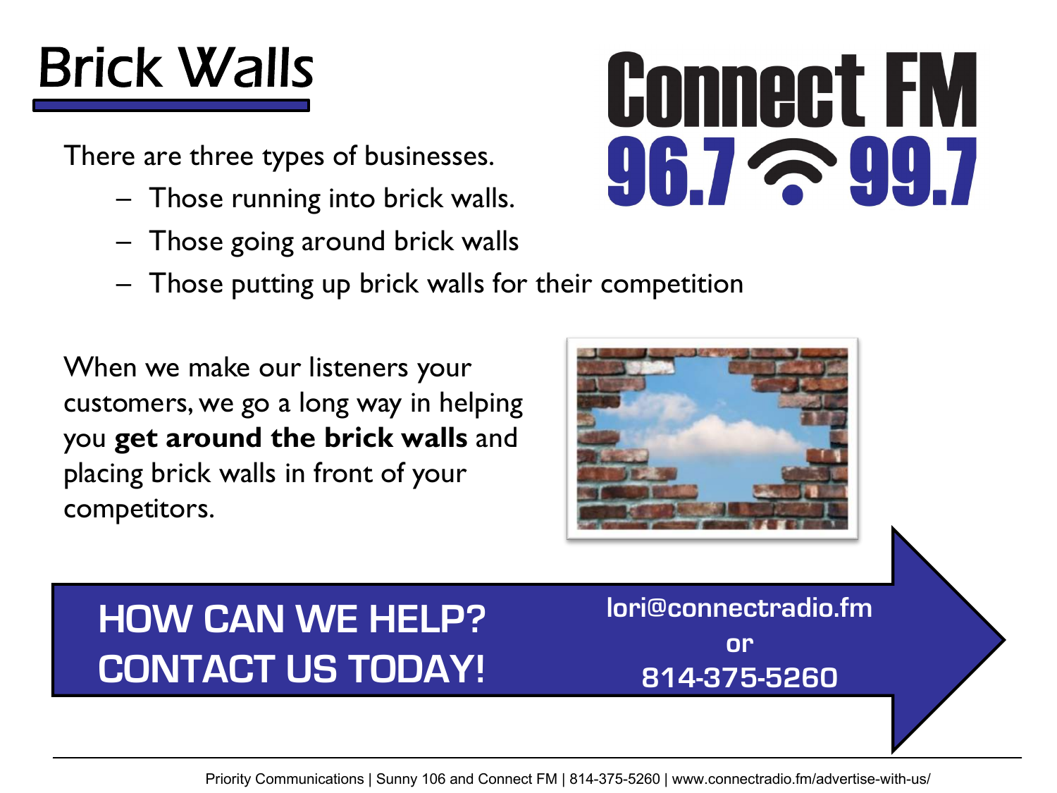# Brick Walls

Connect FM 96.7 99.7

There are three types of businesses.

- Those running into brick walls.
- Those going around brick walls
- Those putting up brick walls for their competition

When we make our listeners your customers, we go a long way in helping you **get around the brick walls** and placing brick walls in front of your competitors.

**HOW CAN WE HELP? CONTACT US TODAY!**

**lori@connectradio.fm**
**or**
**814-375-5260**

Priority Communications | Sunny 106 and Connect FM | 814-375-5260 | www.connectradio.fm/advertise-with-us/